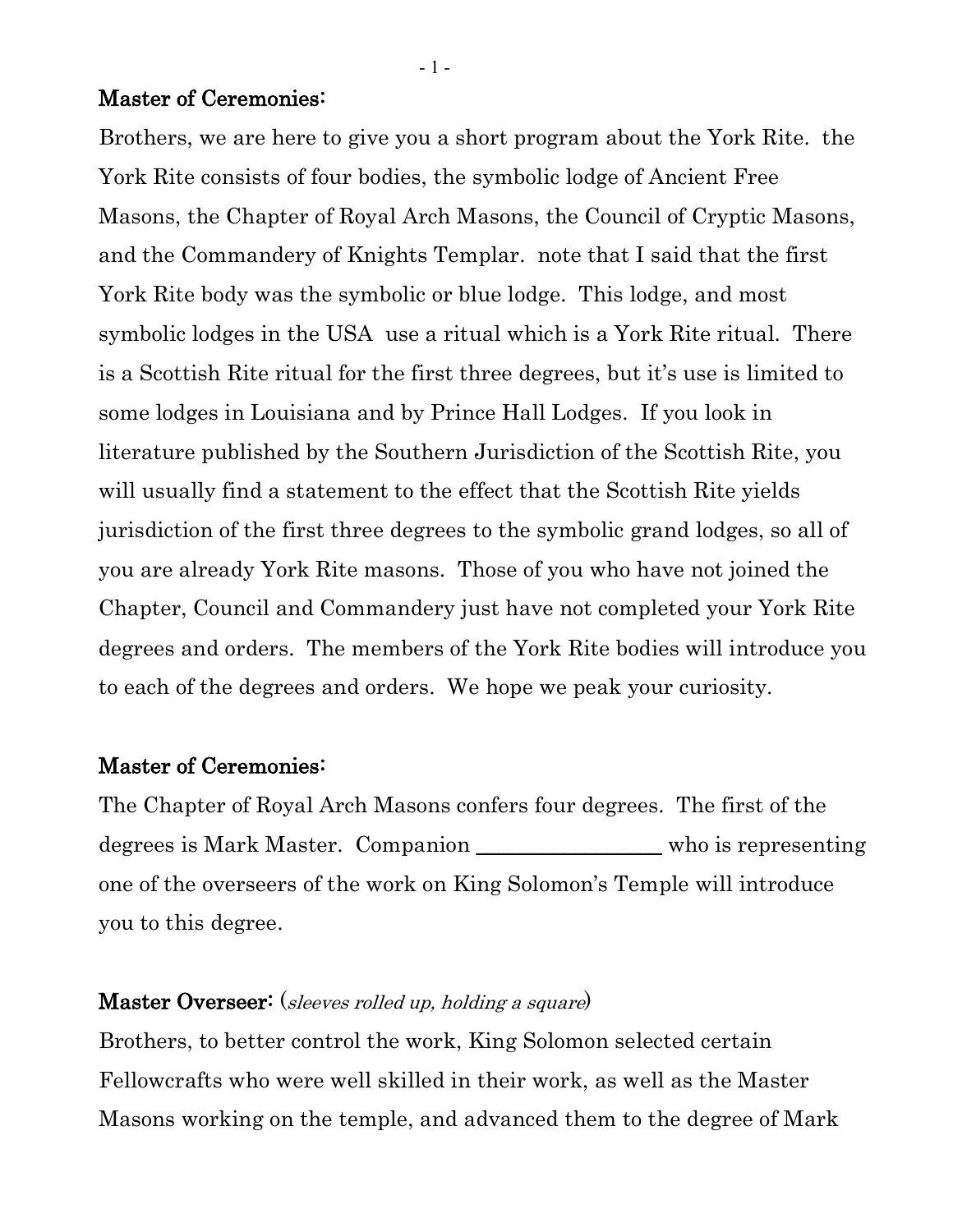**Master of Ceremonies:**

Brothers, we are here to give you a short program about the York Rite. the York Rite consists of four bodies, the symbolic lodge of Ancient Free Masons, the Chapter of Royal Arch Masons, the Council of Cryptic Masons, and the Commandery of Knights Templar. note that I said that the first York Rite body was the symbolic or blue lodge. This lodge, and most symbolic lodges in the USA use a ritual which is a York Rite ritual. There is a Scottish Rite ritual for the first three degrees, but it's use is limited to some lodges in Louisiana and by Prince Hall Lodges. If you look in literature published by the Southern Jurisdiction of the Scottish Rite, you will usually find a statement to the effect that the Scottish Rite yields jurisdiction of the first three degrees to the symbolic grand lodges, so all of you are already York Rite masons. Those of you who have not joined the Chapter, Council and Commandery just have not completed your York Rite degrees and orders. The members of the York Rite bodies will introduce you to each of the degrees and orders. We hope we peak your curiosity.

**Master of Ceremonies:**

The Chapter of Royal Arch Masons confers four degrees. The first of the degrees is Mark Master. Companion ________________ who is representing one of the overseers of the work on King Solomon's Temple will introduce you to this degree.

**Master Overseer:** (*sleeves rolled up, holding a square*)

Brothers, to better control the work, King Solomon selected certain Fellowcrafts who were well skilled in their work, as well as the Master Masons working on the temple, and advanced them to the degree of Mark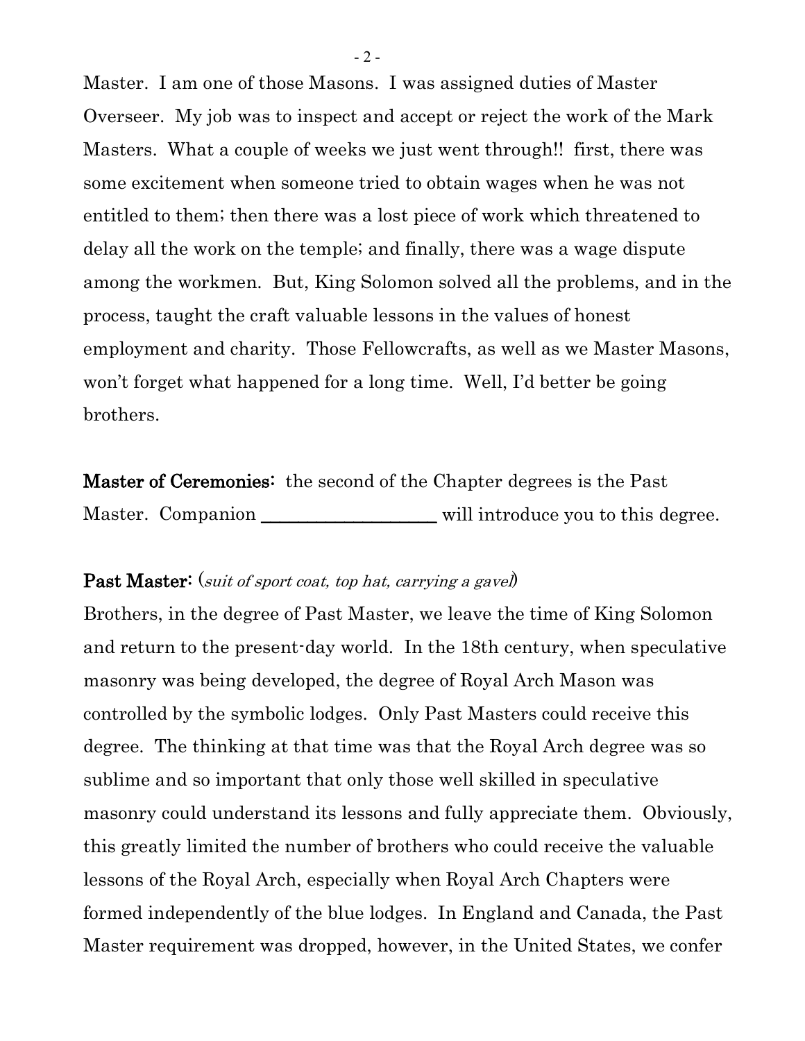Master. I am one of those Masons. I was assigned duties of Master Overseer. My job was to inspect and accept or reject the work of the Mark Masters. What a couple of weeks we just went through!! first, there was some excitement when someone tried to obtain wages when he was not entitled to them; then there was a lost piece of work which threatened to delay all the work on the temple; and finally, there was a wage dispute among the workmen. But, King Solomon solved all the problems, and in the process, taught the craft valuable lessons in the values of honest employment and charity. Those Fellowcrafts, as well as we Master Masons, won't forget what happened for a long time. Well, I'd better be going brothers.

**Master of Ceremonies:** the second of the Chapter degrees is the Past Master. Companion ____________________ will introduce you to this degree.

**Past Master:** (*suit of sport coat, top hat, carrying a gavel*)

Brothers, in the degree of Past Master, we leave the time of King Solomon and return to the present-day world. In the 18th century, when speculative masonry was being developed, the degree of Royal Arch Mason was controlled by the symbolic lodges. Only Past Masters could receive this degree. The thinking at that time was that the Royal Arch degree was so sublime and so important that only those well skilled in speculative masonry could understand its lessons and fully appreciate them. Obviously, this greatly limited the number of brothers who could receive the valuable lessons of the Royal Arch, especially when Royal Arch Chapters were formed independently of the blue lodges. In England and Canada, the Past Master requirement was dropped, however, in the United States, we confer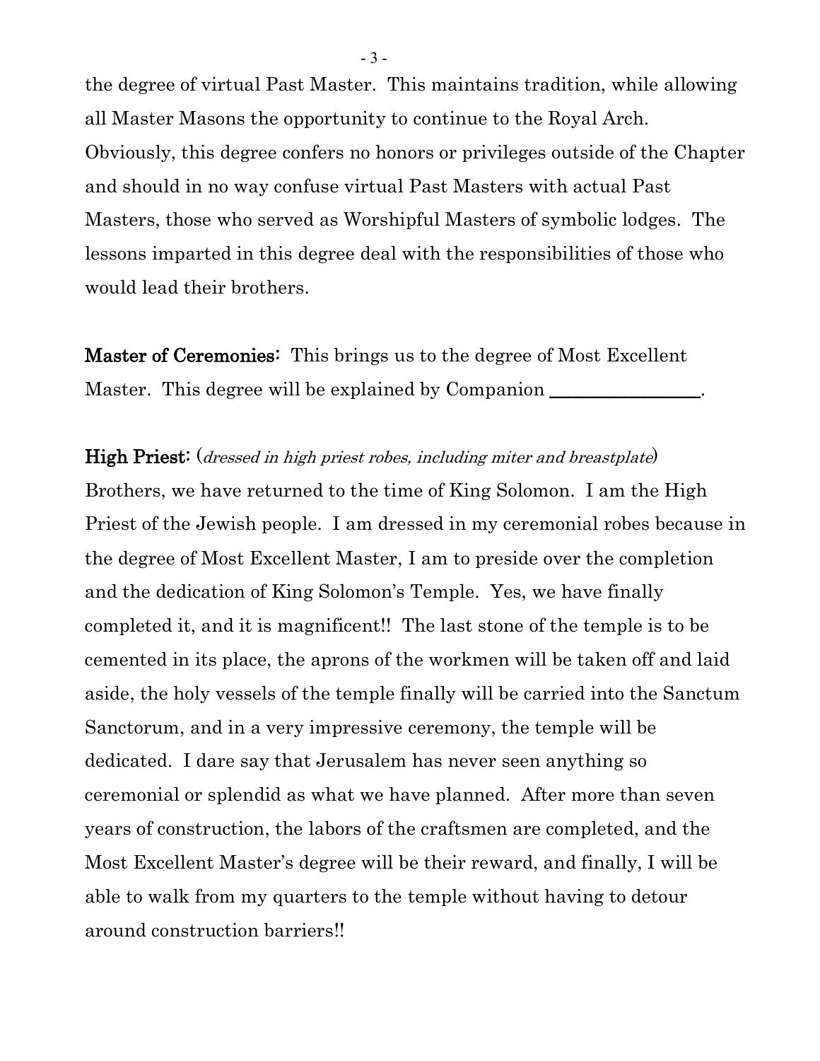the degree of virtual Past Master. This maintains tradition, while allowing all Master Masons the opportunity to continue to the Royal Arch. Obviously, this degree confers no honors or privileges outside of the Chapter and should in no way confuse virtual Past Masters with actual Past Masters, those who served as Worshipful Masters of symbolic lodges. The lessons imparted in this degree deal with the responsibilities of those who would lead their brothers.

**Master of Ceremonies:** This brings us to the degree of Most Excellent Master. This degree will be explained by Companion ________________.

**High Priest:** (*dressed in high priest robes, including miter and breastplate*) Brothers, we have returned to the time of King Solomon. I am the High Priest of the Jewish people. I am dressed in my ceremonial robes because in the degree of Most Excellent Master, I am to preside over the completion and the dedication of King Solomon's Temple. Yes, we have finally completed it, and it is magnificent!! The last stone of the temple is to be cemented in its place, the aprons of the workmen will be taken off and laid aside, the holy vessels of the temple finally will be carried into the Sanctum Sanctorum, and in a very impressive ceremony, the temple will be dedicated. I dare say that Jerusalem has never seen anything so ceremonial or splendid as what we have planned. After more than seven years of construction, the labors of the craftsmen are completed, and the Most Excellent Master's degree will be their reward, and finally, I will be able to walk from my quarters to the temple without having to detour around construction barriers!!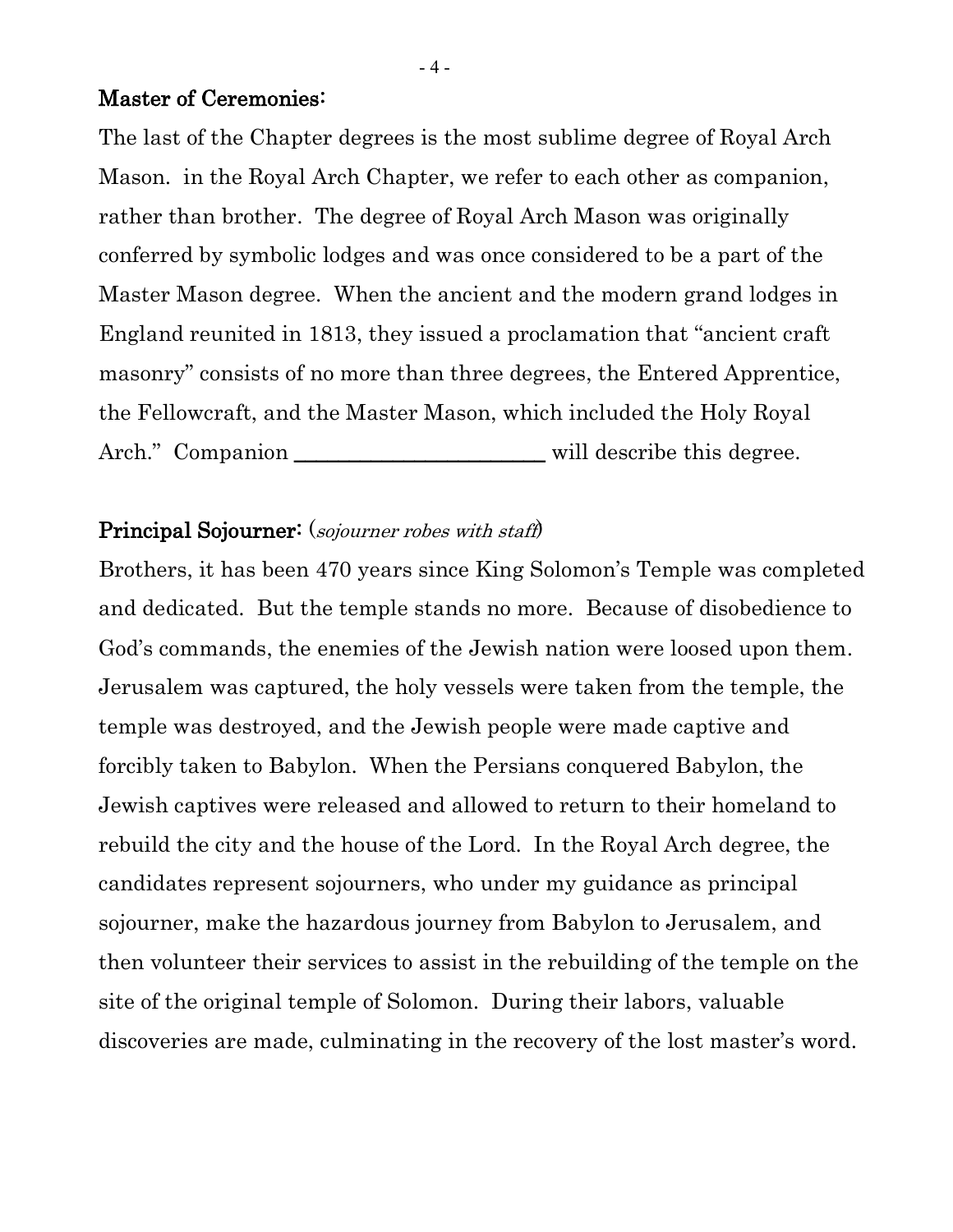**Master of Ceremonies:**

The last of the Chapter degrees is the most sublime degree of Royal Arch Mason. in the Royal Arch Chapter, we refer to each other as companion, rather than brother. The degree of Royal Arch Mason was originally conferred by symbolic lodges and was once considered to be a part of the Master Mason degree. When the ancient and the modern grand lodges in England reunited in 1813, they issued a proclamation that "ancient craft masonry" consists of no more than three degrees, the Entered Apprentice, the Fellowcraft, and the Master Mason, which included the Holy Royal Arch." Companion ________________________ will describe this degree.

**Principal Sojourner:** (*sojourner robes with staff*)

Brothers, it has been 470 years since King Solomon's Temple was completed and dedicated. But the temple stands no more. Because of disobedience to God's commands, the enemies of the Jewish nation were loosed upon them. Jerusalem was captured, the holy vessels were taken from the temple, the temple was destroyed, and the Jewish people were made captive and forcibly taken to Babylon. When the Persians conquered Babylon, the Jewish captives were released and allowed to return to their homeland to rebuild the city and the house of the Lord. In the Royal Arch degree, the candidates represent sojourners, who under my guidance as principal sojourner, make the hazardous journey from Babylon to Jerusalem, and then volunteer their services to assist in the rebuilding of the temple on the site of the original temple of Solomon. During their labors, valuable discoveries are made, culminating in the recovery of the lost master's word.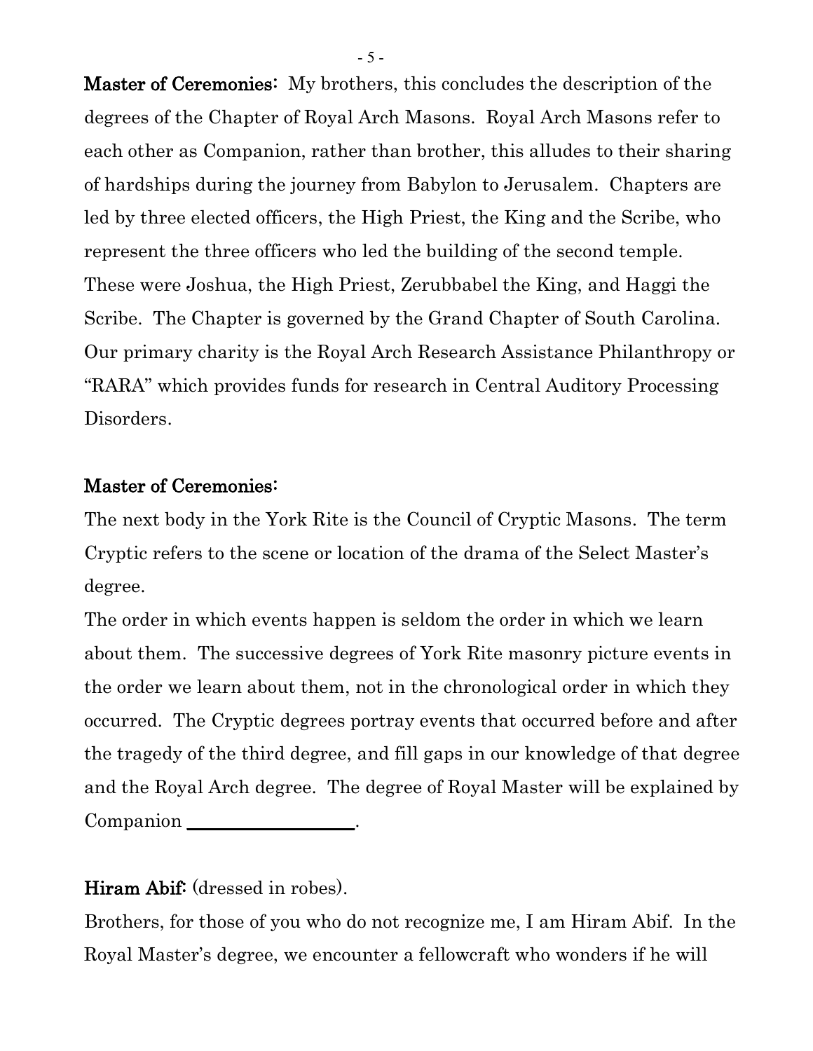**Master of Ceremonies:** My brothers, this concludes the description of the degrees of the Chapter of Royal Arch Masons. Royal Arch Masons refer to each other as Companion, rather than brother, this alludes to their sharing of hardships during the journey from Babylon to Jerusalem. Chapters are led by three elected officers, the High Priest, the King and the Scribe, who represent the three officers who led the building of the second temple. These were Joshua, the High Priest, Zerubbabel the King, and Haggi the Scribe. The Chapter is governed by the Grand Chapter of South Carolina. Our primary charity is the Royal Arch Research Assistance Philanthropy or "RARA" which provides funds for research in Central Auditory Processing Disorders.

**Master of Ceremonies:**

The next body in the York Rite is the Council of Cryptic Masons. The term Cryptic refers to the scene or location of the drama of the Select Master's degree.

The order in which events happen is seldom the order in which we learn about them. The successive degrees of York Rite masonry picture events in the order we learn about them, not in the chronological order in which they occurred. The Cryptic degrees portray events that occurred before and after the tragedy of the third degree, and fill gaps in our knowledge of that degree and the Royal Arch degree. The degree of Royal Master will be explained by Companion ___________________.

**Hiram Abif:** (dressed in robes).

Brothers, for those of you who do not recognize me, I am Hiram Abif. In the Royal Master's degree, we encounter a fellowcraft who wonders if he will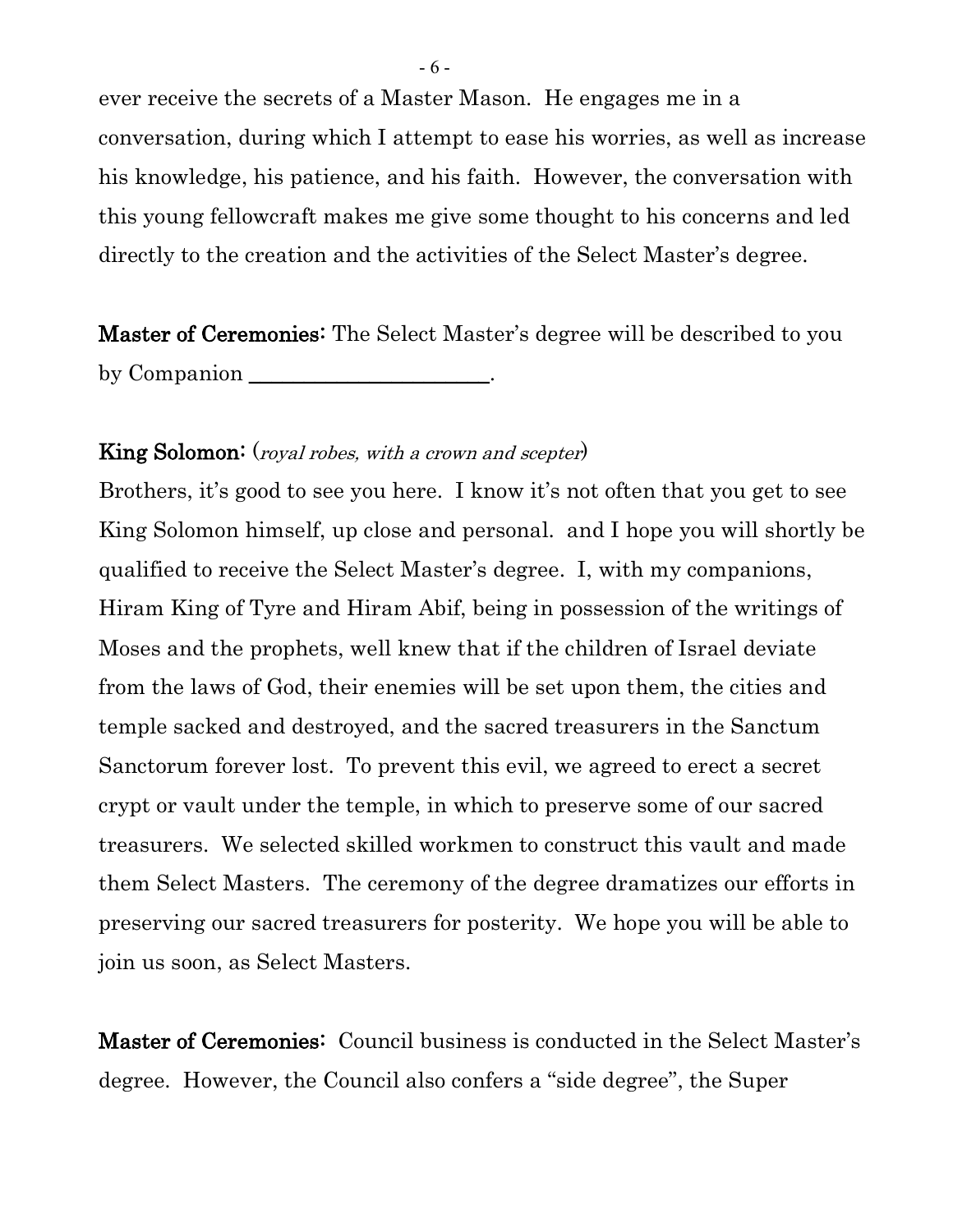ever receive the secrets of a Master Mason. He engages me in a conversation, during which I attempt to ease his worries, as well as increase his knowledge, his patience, and his faith. However, the conversation with this young fellowcraft makes me give some thought to his concerns and led directly to the creation and the activities of the Select Master's degree.

**Master of Ceremonies:** The Select Master's degree will be described to you by Companion \_\_\_\_\_\_\_\_\_\_\_\_\_\_\_\_\_\_\_\_\_\_\_.

**King Solomon:** (*royal robes, with a crown and scepter*)
Brothers, it's good to see you here. I know it's not often that you get to see King Solomon himself, up close and personal. and I hope you will shortly be qualified to receive the Select Master's degree. I, with my companions, Hiram King of Tyre and Hiram Abif, being in possession of the writings of Moses and the prophets, well knew that if the children of Israel deviate from the laws of God, their enemies will be set upon them, the cities and temple sacked and destroyed, and the sacred treasurers in the Sanctum Sanctorum forever lost. To prevent this evil, we agreed to erect a secret crypt or vault under the temple, in which to preserve some of our sacred treasurers. We selected skilled workmen to construct this vault and made them Select Masters. The ceremony of the degree dramatizes our efforts in preserving our sacred treasurers for posterity. We hope you will be able to join us soon, as Select Masters.

**Master of Ceremonies:** Council business is conducted in the Select Master's degree. However, the Council also confers a "side degree", the Super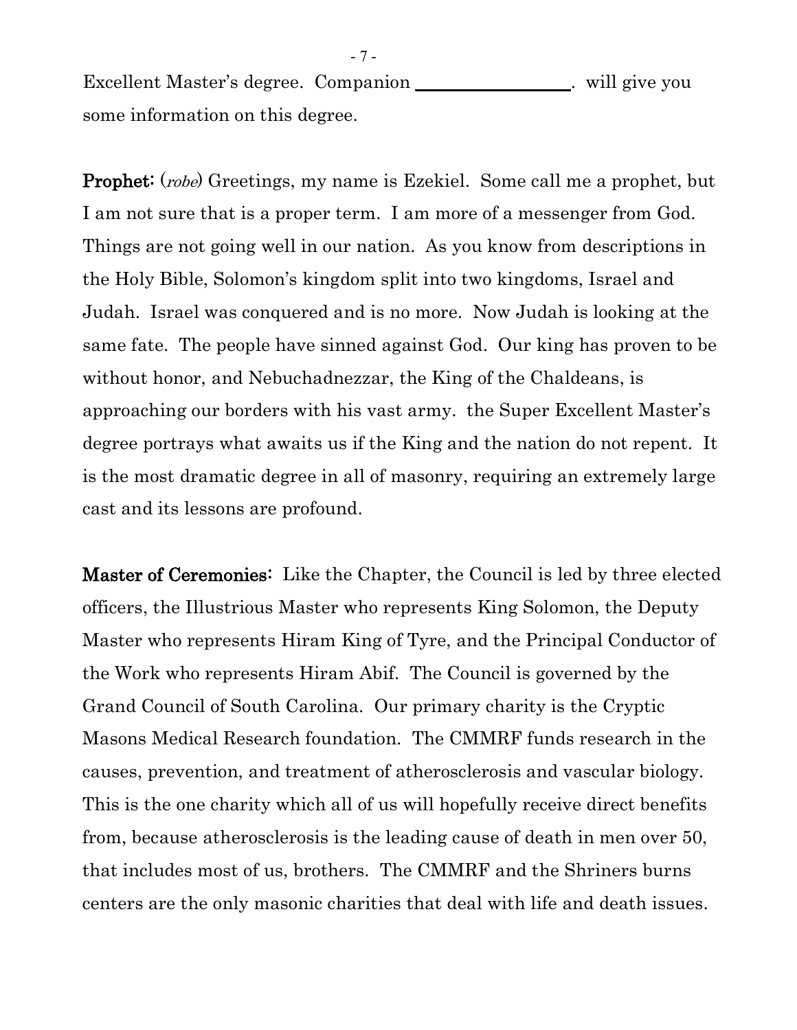Excellent Master's degree. Companion \_\_\_\_\_\_\_\_\_\_\_\_\_\_\_\_\_\_. will give you some information on this degree.

**Prophet:** (*robe*) Greetings, my name is Ezekiel. Some call me a prophet, but I am not sure that is a proper term. I am more of a messenger from God. Things are not going well in our nation. As you know from descriptions in the Holy Bible, Solomon's kingdom split into two kingdoms, Israel and Judah. Israel was conquered and is no more. Now Judah is looking at the same fate. The people have sinned against God. Our king has proven to be without honor, and Nebuchadnezzar, the King of the Chaldeans, is approaching our borders with his vast army. the Super Excellent Master's degree portrays what awaits us if the King and the nation do not repent. It is the most dramatic degree in all of masonry, requiring an extremely large cast and its lessons are profound.

**Master of Ceremonies:** Like the Chapter, the Council is led by three elected officers, the Illustrious Master who represents King Solomon, the Deputy Master who represents Hiram King of Tyre, and the Principal Conductor of the Work who represents Hiram Abif. The Council is governed by the Grand Council of South Carolina. Our primary charity is the Cryptic Masons Medical Research foundation. The CMMRF funds research in the causes, prevention, and treatment of atherosclerosis and vascular biology. This is the one charity which all of us will hopefully receive direct benefits from, because atherosclerosis is the leading cause of death in men over 50, that includes most of us, brothers. The CMMRF and the Shriners burns centers are the only masonic charities that deal with life and death issues.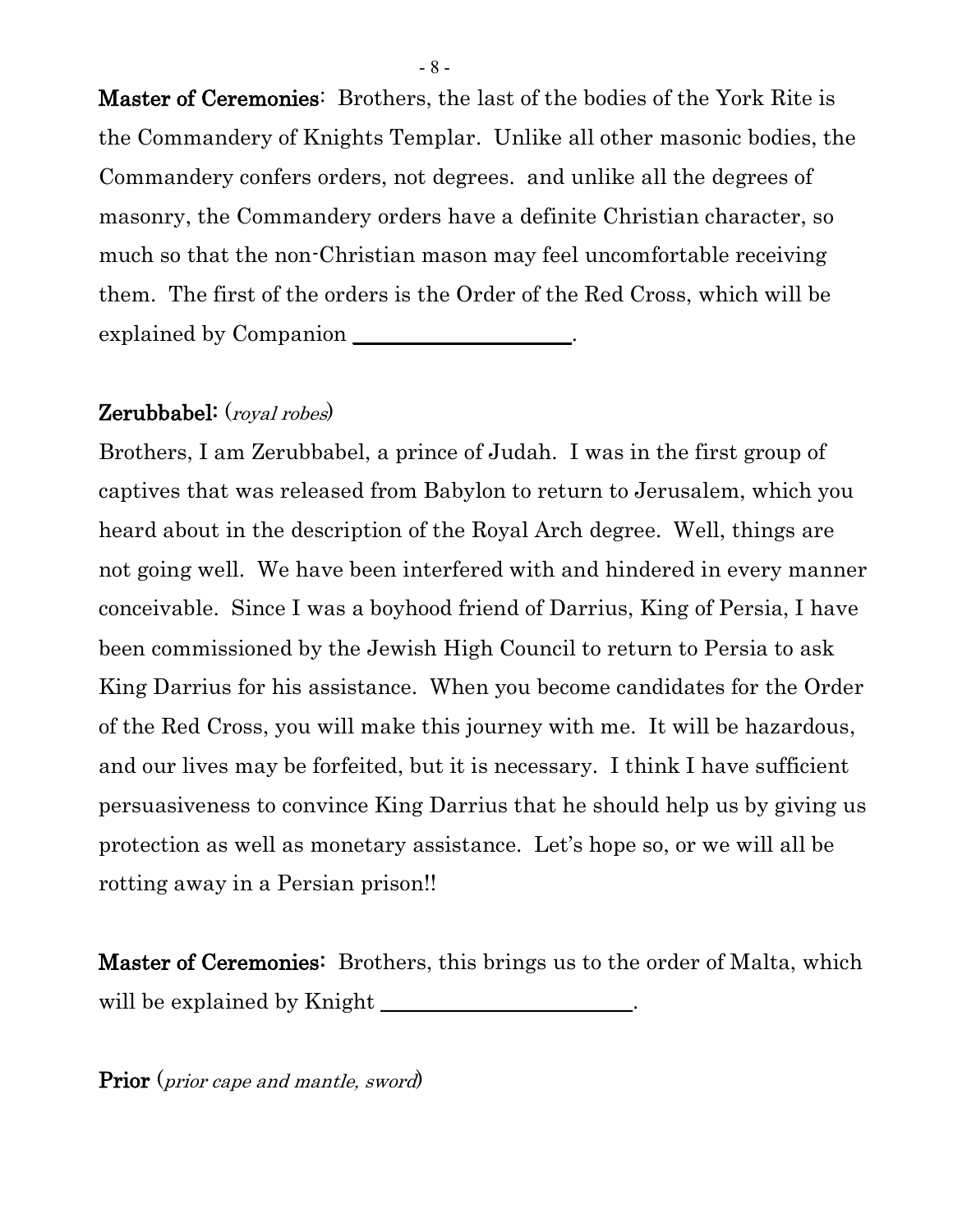**Master of Ceremonies**: Brothers, the last of the bodies of the York Rite is the Commandery of Knights Templar. Unlike all other masonic bodies, the Commandery confers orders, not degrees. and unlike all the degrees of masonry, the Commandery orders have a definite Christian character, so much so that the non-Christian mason may feel uncomfortable receiving them. The first of the orders is the Order of the Red Cross, which will be explained by Companion ____________________.

**Zerubbabel:** (*royal robes*)

Brothers, I am Zerubbabel, a prince of Judah. I was in the first group of captives that was released from Babylon to return to Jerusalem, which you heard about in the description of the Royal Arch degree. Well, things are not going well. We have been interfered with and hindered in every manner conceivable. Since I was a boyhood friend of Darrius, King of Persia, I have been commissioned by the Jewish High Council to return to Persia to ask King Darrius for his assistance. When you become candidates for the Order of the Red Cross, you will make this journey with me. It will be hazardous, and our lives may be forfeited, but it is necessary. I think I have sufficient persuasiveness to convince King Darrius that he should help us by giving us protection as well as monetary assistance. Let's hope so, or we will all be rotting away in a Persian prison!!

**Master of Ceremonies:** Brothers, this brings us to the order of Malta, which will be explained by Knight ________________________.

**Prior** (*prior cape and mantle, sword*)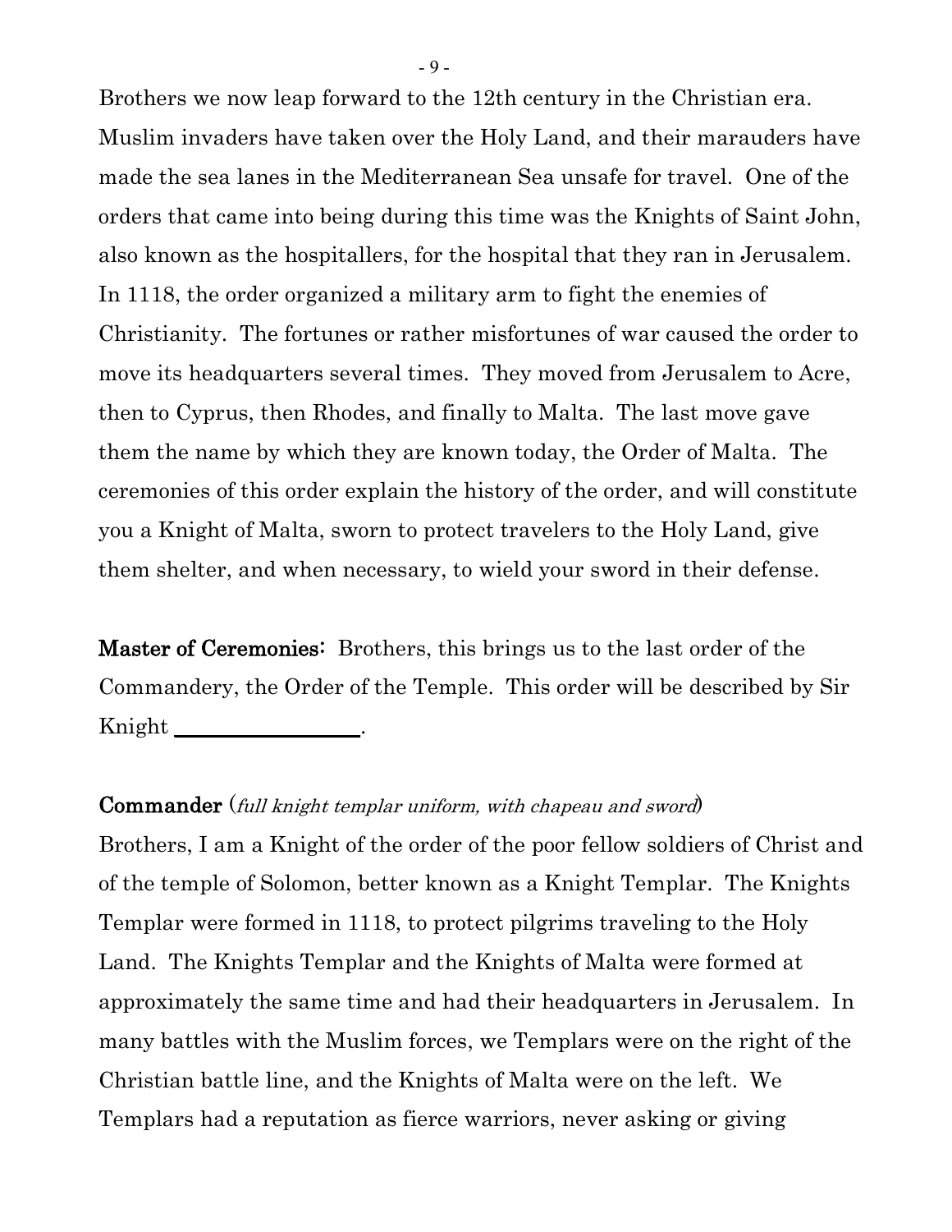Brothers we now leap forward to the 12th century in the Christian era. Muslim invaders have taken over the Holy Land, and their marauders have made the sea lanes in the Mediterranean Sea unsafe for travel. One of the orders that came into being during this time was the Knights of Saint John, also known as the hospitallers, for the hospital that they ran in Jerusalem. In 1118, the order organized a military arm to fight the enemies of Christianity. The fortunes or rather misfortunes of war caused the order to move its headquarters several times. They moved from Jerusalem to Acre, then to Cyprus, then Rhodes, and finally to Malta. The last move gave them the name by which they are known today, the Order of Malta. The ceremonies of this order explain the history of the order, and will constitute you a Knight of Malta, sworn to protect travelers to the Holy Land, give them shelter, and when necessary, to wield your sword in their defense.

**Master of Ceremonies:** Brothers, this brings us to the last order of the Commandery, the Order of the Temple. This order will be described by Sir Knight ________________.

**Commander** (*full knight templar uniform, with chapeau and sword*)

Brothers, I am a Knight of the order of the poor fellow soldiers of Christ and of the temple of Solomon, better known as a Knight Templar. The Knights Templar were formed in 1118, to protect pilgrims traveling to the Holy Land. The Knights Templar and the Knights of Malta were formed at approximately the same time and had their headquarters in Jerusalem. In many battles with the Muslim forces, we Templars were on the right of the Christian battle line, and the Knights of Malta were on the left. We Templars had a reputation as fierce warriors, never asking or giving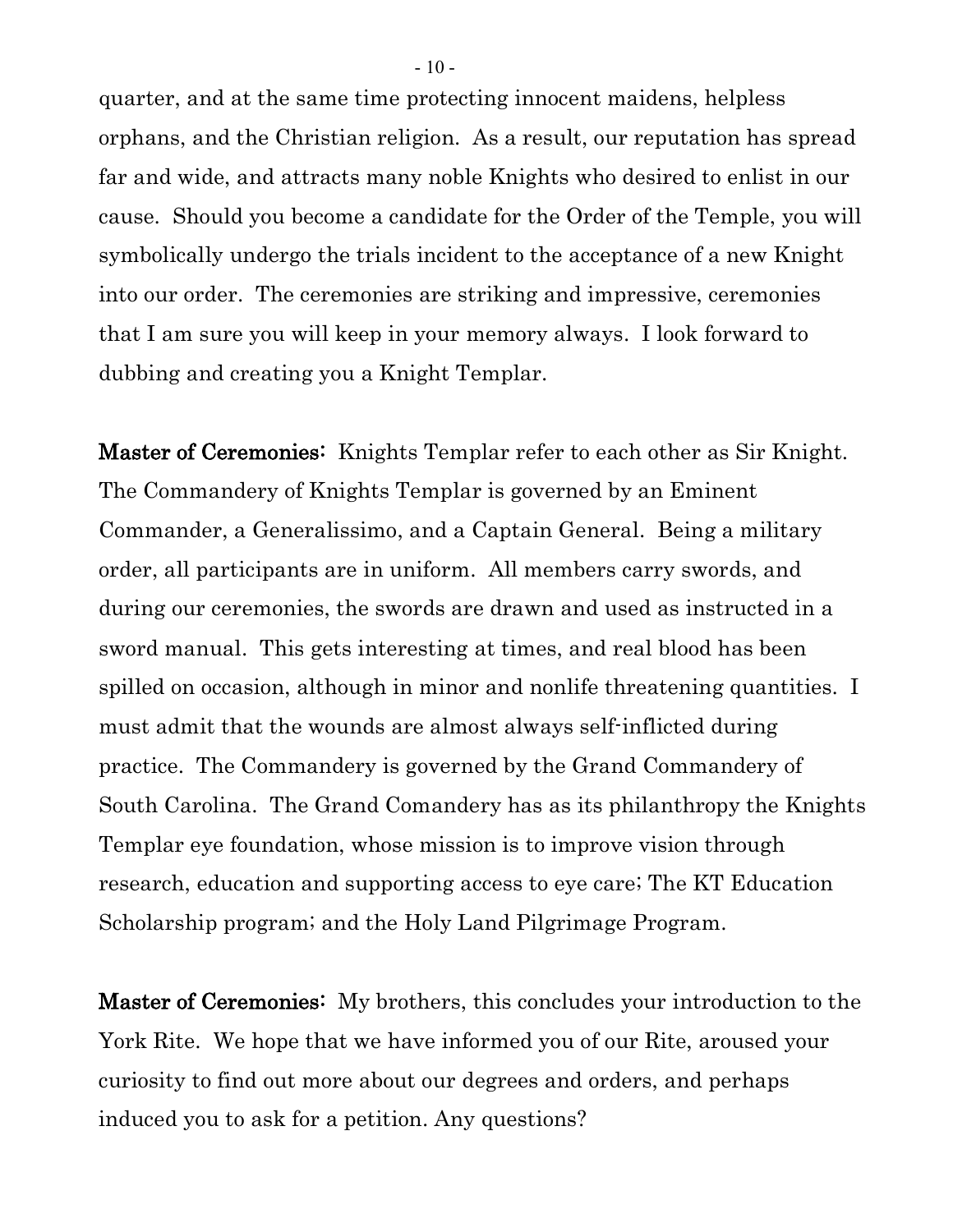quarter, and at the same time protecting innocent maidens, helpless orphans, and the Christian religion. As a result, our reputation has spread far and wide, and attracts many noble Knights who desired to enlist in our cause. Should you become a candidate for the Order of the Temple, you will symbolically undergo the trials incident to the acceptance of a new Knight into our order. The ceremonies are striking and impressive, ceremonies that I am sure you will keep in your memory always. I look forward to dubbing and creating you a Knight Templar.

**Master of Ceremonies:** Knights Templar refer to each other as Sir Knight. The Commandery of Knights Templar is governed by an Eminent Commander, a Generalissimo, and a Captain General. Being a military order, all participants are in uniform. All members carry swords, and during our ceremonies, the swords are drawn and used as instructed in a sword manual. This gets interesting at times, and real blood has been spilled on occasion, although in minor and nonlife threatening quantities. I must admit that the wounds are almost always self-inflicted during practice. The Commandery is governed by the Grand Commandery of South Carolina. The Grand Comandery has as its philanthropy the Knights Templar eye foundation, whose mission is to improve vision through research, education and supporting access to eye care; The KT Education Scholarship program; and the Holy Land Pilgrimage Program.

**Master of Ceremonies:** My brothers, this concludes your introduction to the York Rite. We hope that we have informed you of our Rite, aroused your curiosity to find out more about our degrees and orders, and perhaps induced you to ask for a petition. Any questions?